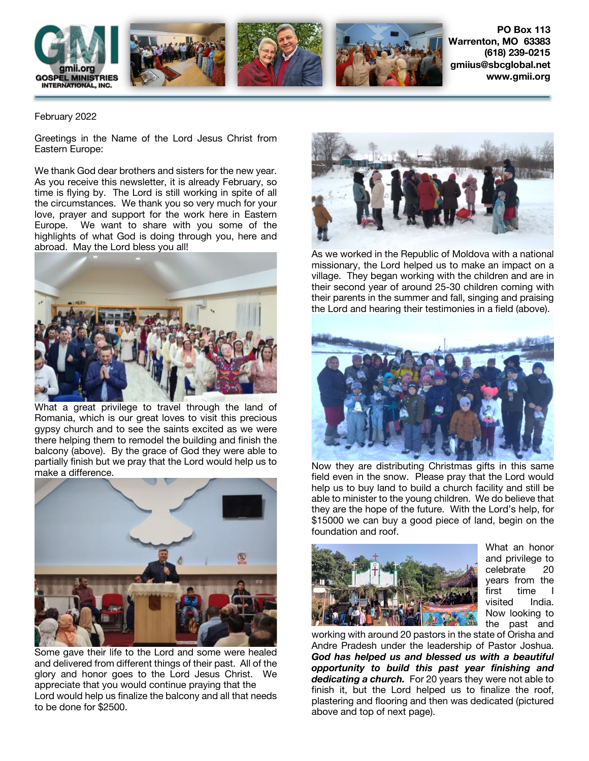GMI
gmii.org
GOSPEL MINISTRIES INTERNATIONAL, INC.

**PO Box 113**
**Warrenton, MO 63383**
**(618) 239-0215**
**gmiius@sbcglobal.net**
**www.gmii.org**

February 2022

Greetings in the Name of the Lord Jesus Christ from Eastern Europe:

We thank God dear brothers and sisters for the new year. As you receive this newsletter, it is already February, so time is flying by. The Lord is still working in spite of all the circumstances. We thank you so very much for your love, prayer and support for the work here in Eastern Europe. We want to share with you some of the highlights of what God is doing through you, here and abroad. May the Lord bless you all!

What a great privilege to travel through the land of Romania, which is our great loves to visit this precious gypsy church and to see the saints excited as we were there helping them to remodel the building and finish the balcony (above). By the grace of God they were able to partially finish but we pray that the Lord would help us to make a difference.

Some gave their life to the Lord and some were healed and delivered from different things of their past. All of the glory and honor goes to the Lord Jesus Christ. We appreciate that you would continue praying that the Lord would help us finalize the balcony and all that needs to be done for $2500.

As we worked in the Republic of Moldova with a national missionary, the Lord helped us to make an impact on a village. They began working with the children and are in their second year of around 25-30 children coming with their parents in the summer and fall, singing and praising the Lord and hearing their testimonies in a field (above).

Now they are distributing Christmas gifts in this same field even in the snow. Please pray that the Lord would help us to buy land to build a church facility and still be able to minister to the young children. We do believe that they are the hope of the future. With the Lord's help, for $15000 we can buy a good piece of land, begin on the foundation and roof.

What an honor and privilege to celebrate 20 years from the first time I visited India. Now looking to the past and working with around 20 pastors in the state of Orisha and Andre Pradesh under the leadership of Pastor Joshua. ***God has helped us and blessed us with a beautiful opportunity to build this past year finishing and dedicating a church.*** For 20 years they were not able to finish it, but the Lord helped us to finalize the roof, plastering and flooring and then was dedicated (pictured above and top of next page).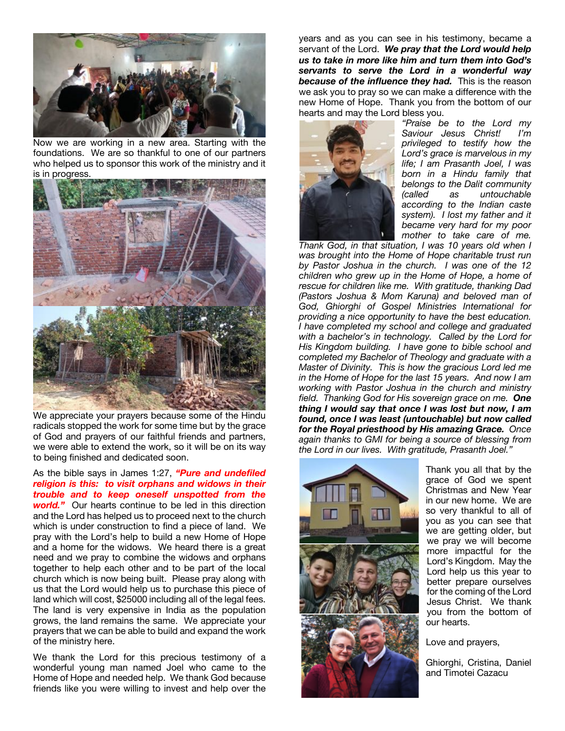Now we are working in a new area. Starting with the foundations. We are so thankful to one of our partners who helped us to sponsor this work of the ministry and it is in progress.

We appreciate your prayers because some of the Hindu radicals stopped the work for some time but by the grace of God and prayers of our faithful friends and partners, we were able to extend the work, so it will be on its way to being finished and dedicated soon.

As the bible says in James 1:27, ***"Pure and undefiled religion is this: to visit orphans and widows in their trouble and to keep oneself unspotted from the world."*** Our hearts continue to be led in this direction and the Lord has helped us to proceed next to the church which is under construction to find a piece of land. We pray with the Lord's help to build a new Home of Hope and a home for the widows. We heard there is a great need and we pray to combine the widows and orphans together to help each other and to be part of the local church which is now being built. Please pray along with us that the Lord would help us to purchase this piece of land which will cost, $25000 including all of the legal fees. The land is very expensive in India as the population grows, the land remains the same. We appreciate your prayers that we can be able to build and expand the work of the ministry here.

We thank the Lord for this precious testimony of a wonderful young man named Joel who came to the Home of Hope and needed help. We thank God because friends like you were willing to invest and help over the years and as you can see in his testimony, became a servant of the Lord. ***We pray that the Lord would help us to take in more like him and turn them into God's servants to serve the Lord in a wonderful way because of the influence they had.*** This is the reason we ask you to pray so we can make a difference with the new Home of Hope. Thank you from the bottom of our hearts and may the Lord bless you.

*"Praise be to the Lord my Saviour Jesus Christ! I'm privileged to testify how the Lord's grace is marvelous in my life; I am Prasanth Joel, I was born in a Hindu family that belongs to the Dalit community (called as untouchable according to the Indian caste system). I lost my father and it became very hard for my poor mother to take care of me. Thank God, in that situation, I was 10 years old when I was brought into the Home of Hope charitable trust run by Pastor Joshua in the church. I was one of the 12 children who grew up in the Home of Hope, a home of rescue for children like me. With gratitude, thanking Dad (Pastors Joshua & Mom Karuna) and beloved man of God, Ghiorghi of Gospel Ministries International for providing a nice opportunity to have the best education. I have completed my school and college and graduated with a bachelor's in technology. Called by the Lord for His Kingdom building. I have gone to bible school and completed my Bachelor of Theology and graduate with a Master of Divinity. This is how the gracious Lord led me in the Home of Hope for the last 15 years. And now I am working with Pastor Joshua in the church and ministry field. Thanking God for His sovereign grace on me.* ***One thing I would say that once I was lost but now, I am found, once I was least (untouchable) but now called for the Royal priesthood by His amazing Grace.*** *Once again thanks to GMI for being a source of blessing from the Lord in our lives. With gratitude, Prasanth Joel."*

Thank you all that by the grace of God we spent Christmas and New Year in our new home. We are so very thankful to all of you as you can see that we are getting older, but we pray we will become more impactful for the Lord's Kingdom. May the Lord help us this year to better prepare ourselves for the coming of the Lord Jesus Christ. We thank you from the bottom of our hearts.

Love and prayers,

Ghiorghi, Cristina, Daniel and Timotei Cazacu